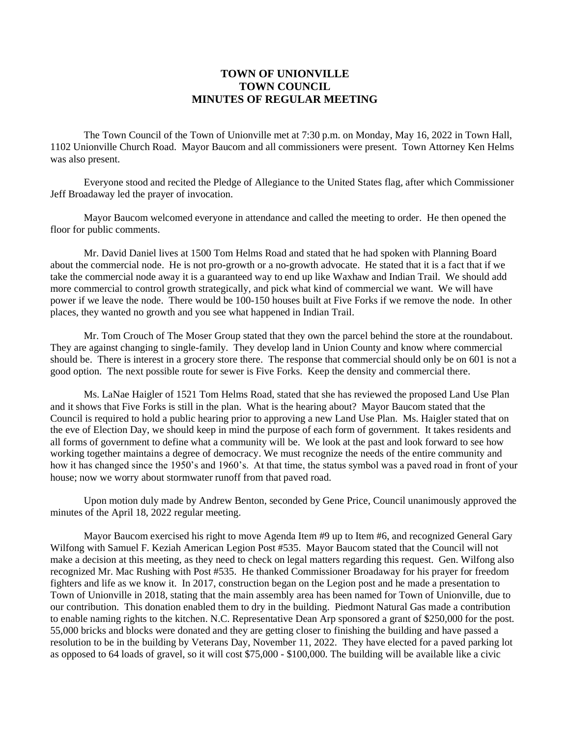# TOWN OF UNIONVILLE
# TOWN COUNCIL
# MINUTES OF REGULAR MEETING

The Town Council of the Town of Unionville met at 7:30 p.m. on Monday, May 16, 2022 in Town Hall, 1102 Unionville Church Road. Mayor Baucom and all commissioners were present. Town Attorney Ken Helms was also present.

Everyone stood and recited the Pledge of Allegiance to the United States flag, after which Commissioner Jeff Broadaway led the prayer of invocation.

Mayor Baucom welcomed everyone in attendance and called the meeting to order. He then opened the floor for public comments.

Mr. David Daniel lives at 1500 Tom Helms Road and stated that he had spoken with Planning Board about the commercial node. He is not pro-growth or a no-growth advocate. He stated that it is a fact that if we take the commercial node away it is a guaranteed way to end up like Waxhaw and Indian Trail. We should add more commercial to control growth strategically, and pick what kind of commercial we want. We will have power if we leave the node. There would be 100-150 houses built at Five Forks if we remove the node. In other places, they wanted no growth and you see what happened in Indian Trail.

Mr. Tom Crouch of The Moser Group stated that they own the parcel behind the store at the roundabout. They are against changing to single-family. They develop land in Union County and know where commercial should be. There is interest in a grocery store there. The response that commercial should only be on 601 is not a good option. The next possible route for sewer is Five Forks. Keep the density and commercial there.

Ms. LaNae Haigler of 1521 Tom Helms Road, stated that she has reviewed the proposed Land Use Plan and it shows that Five Forks is still in the plan. What is the hearing about? Mayor Baucom stated that the Council is required to hold a public hearing prior to approving a new Land Use Plan. Ms. Haigler stated that on the eve of Election Day, we should keep in mind the purpose of each form of government. It takes residents and all forms of government to define what a community will be. We look at the past and look forward to see how working together maintains a degree of democracy. We must recognize the needs of the entire community and how it has changed since the 1950's and 1960's. At that time, the status symbol was a paved road in front of your house; now we worry about stormwater runoff from that paved road.

Upon motion duly made by Andrew Benton, seconded by Gene Price, Council unanimously approved the minutes of the April 18, 2022 regular meeting.

Mayor Baucom exercised his right to move Agenda Item #9 up to Item #6, and recognized General Gary Wilfong with Samuel F. Keziah American Legion Post #535. Mayor Baucom stated that the Council will not make a decision at this meeting, as they need to check on legal matters regarding this request. Gen. Wilfong also recognized Mr. Mac Rushing with Post #535. He thanked Commissioner Broadaway for his prayer for freedom fighters and life as we know it. In 2017, construction began on the Legion post and he made a presentation to Town of Unionville in 2018, stating that the main assembly area has been named for Town of Unionville, due to our contribution. This donation enabled them to dry in the building. Piedmont Natural Gas made a contribution to enable naming rights to the kitchen. N.C. Representative Dean Arp sponsored a grant of $250,000 for the post. 55,000 bricks and blocks were donated and they are getting closer to finishing the building and have passed a resolution to be in the building by Veterans Day, November 11, 2022. They have elected for a paved parking lot as opposed to 64 loads of gravel, so it will cost $75,000 - $100,000. The building will be available like a civic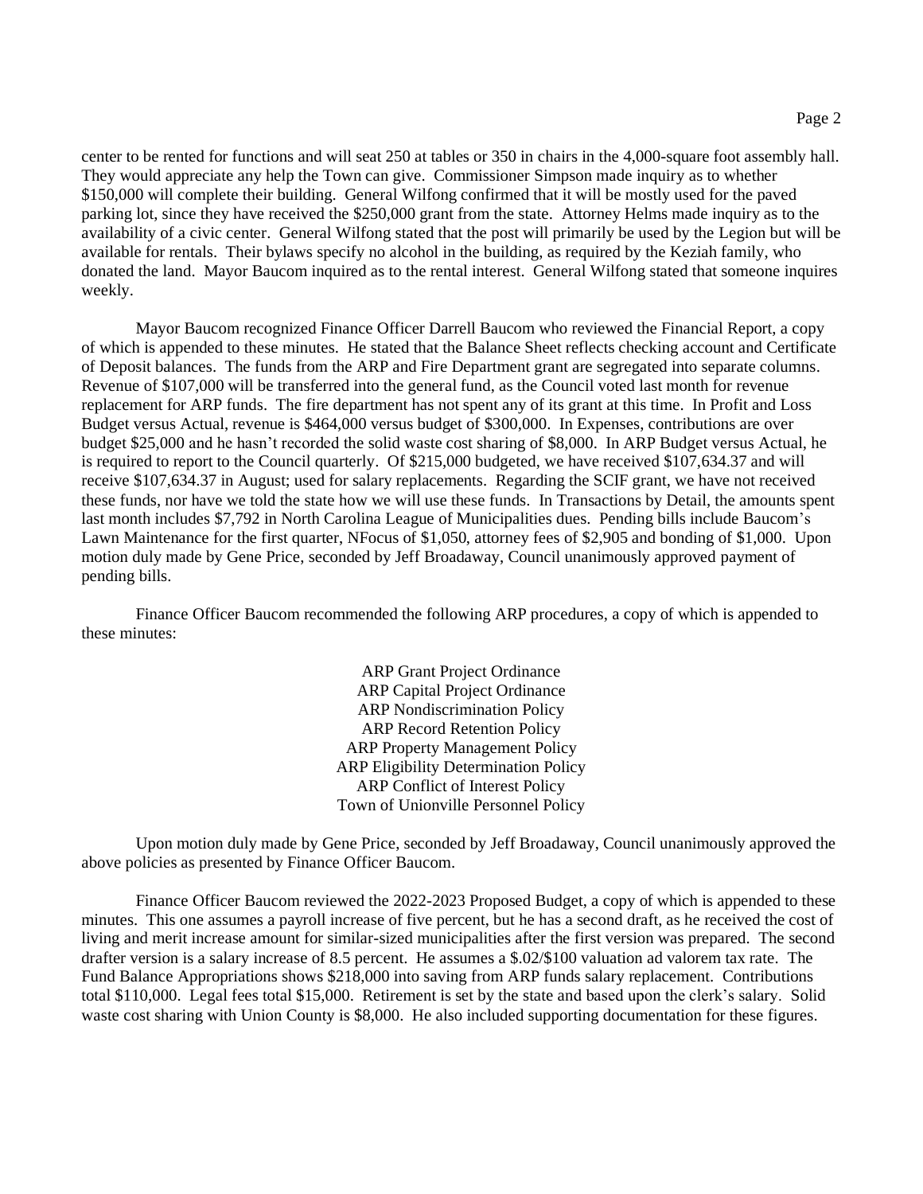center to be rented for functions and will seat 250 at tables or 350 in chairs in the 4,000-square foot assembly hall. They would appreciate any help the Town can give. Commissioner Simpson made inquiry as to whether $150,000 will complete their building. General Wilfong confirmed that it will be mostly used for the paved parking lot, since they have received the $250,000 grant from the state. Attorney Helms made inquiry as to the availability of a civic center. General Wilfong stated that the post will primarily be used by the Legion but will be available for rentals. Their bylaws specify no alcohol in the building, as required by the Keziah family, who donated the land. Mayor Baucom inquired as to the rental interest. General Wilfong stated that someone inquires weekly.

Mayor Baucom recognized Finance Officer Darrell Baucom who reviewed the Financial Report, a copy of which is appended to these minutes. He stated that the Balance Sheet reflects checking account and Certificate of Deposit balances. The funds from the ARP and Fire Department grant are segregated into separate columns. Revenue of $107,000 will be transferred into the general fund, as the Council voted last month for revenue replacement for ARP funds. The fire department has not spent any of its grant at this time. In Profit and Loss Budget versus Actual, revenue is $464,000 versus budget of $300,000. In Expenses, contributions are over budget $25,000 and he hasn't recorded the solid waste cost sharing of $8,000. In ARP Budget versus Actual, he is required to report to the Council quarterly. Of $215,000 budgeted, we have received $107,634.37 and will receive $107,634.37 in August; used for salary replacements. Regarding the SCIF grant, we have not received these funds, nor have we told the state how we will use these funds. In Transactions by Detail, the amounts spent last month includes $7,792 in North Carolina League of Municipalities dues. Pending bills include Baucom's Lawn Maintenance for the first quarter, NFocus of $1,050, attorney fees of $2,905 and bonding of $1,000. Upon motion duly made by Gene Price, seconded by Jeff Broadaway, Council unanimously approved payment of pending bills.

Finance Officer Baucom recommended the following ARP procedures, a copy of which is appended to these minutes:

ARP Grant Project Ordinance
ARP Capital Project Ordinance
ARP Nondiscrimination Policy
ARP Record Retention Policy
ARP Property Management Policy
ARP Eligibility Determination Policy
ARP Conflict of Interest Policy
Town of Unionville Personnel Policy

Upon motion duly made by Gene Price, seconded by Jeff Broadaway, Council unanimously approved the above policies as presented by Finance Officer Baucom.

Finance Officer Baucom reviewed the 2022-2023 Proposed Budget, a copy of which is appended to these minutes. This one assumes a payroll increase of five percent, but he has a second draft, as he received the cost of living and merit increase amount for similar-sized municipalities after the first version was prepared. The second drafter version is a salary increase of 8.5 percent. He assumes a $.02/$100 valuation ad valorem tax rate. The Fund Balance Appropriations shows $218,000 into saving from ARP funds salary replacement. Contributions total $110,000. Legal fees total $15,000. Retirement is set by the state and based upon the clerk's salary. Solid waste cost sharing with Union County is $8,000. He also included supporting documentation for these figures.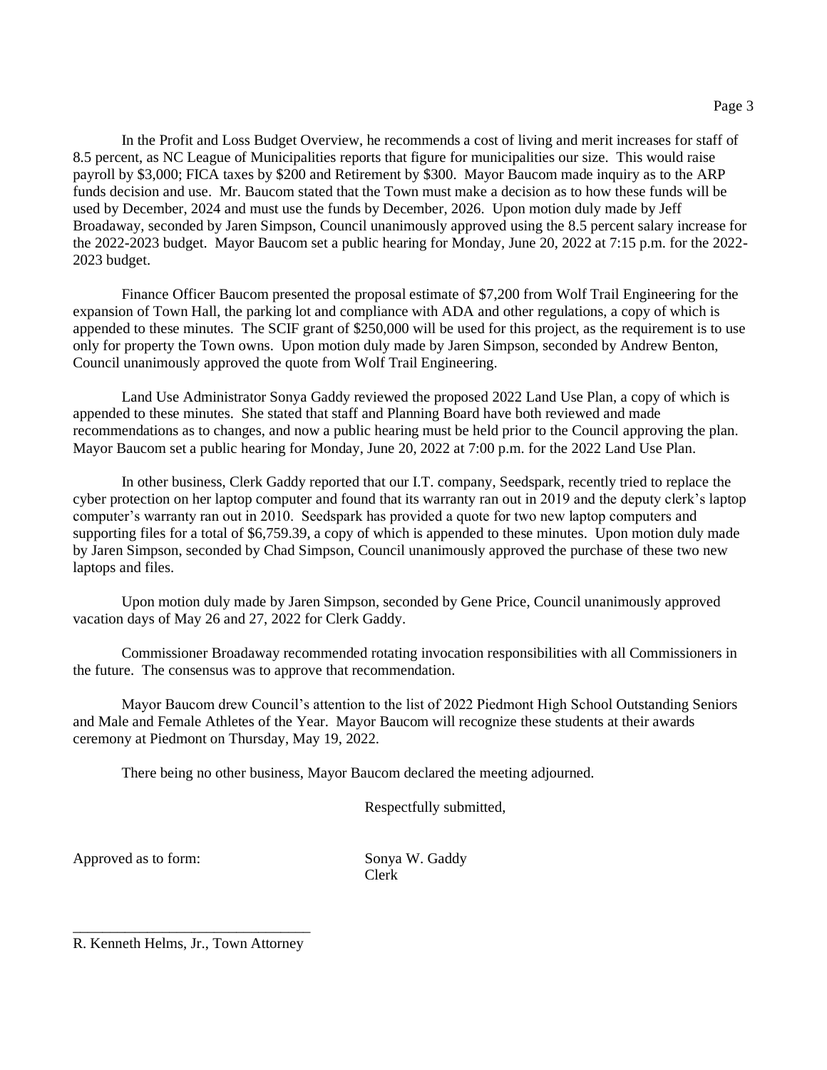In the Profit and Loss Budget Overview, he recommends a cost of living and merit increases for staff of 8.5 percent, as NC League of Municipalities reports that figure for municipalities our size. This would raise payroll by $3,000; FICA taxes by $200 and Retirement by $300. Mayor Baucom made inquiry as to the ARP funds decision and use. Mr. Baucom stated that the Town must make a decision as to how these funds will be used by December, 2024 and must use the funds by December, 2026. Upon motion duly made by Jeff Broadaway, seconded by Jaren Simpson, Council unanimously approved using the 8.5 percent salary increase for the 2022-2023 budget. Mayor Baucom set a public hearing for Monday, June 20, 2022 at 7:15 p.m. for the 2022-2023 budget.

Finance Officer Baucom presented the proposal estimate of $7,200 from Wolf Trail Engineering for the expansion of Town Hall, the parking lot and compliance with ADA and other regulations, a copy of which is appended to these minutes. The SCIF grant of $250,000 will be used for this project, as the requirement is to use only for property the Town owns. Upon motion duly made by Jaren Simpson, seconded by Andrew Benton, Council unanimously approved the quote from Wolf Trail Engineering.

Land Use Administrator Sonya Gaddy reviewed the proposed 2022 Land Use Plan, a copy of which is appended to these minutes. She stated that staff and Planning Board have both reviewed and made recommendations as to changes, and now a public hearing must be held prior to the Council approving the plan. Mayor Baucom set a public hearing for Monday, June 20, 2022 at 7:00 p.m. for the 2022 Land Use Plan.

In other business, Clerk Gaddy reported that our I.T. company, Seedspark, recently tried to replace the cyber protection on her laptop computer and found that its warranty ran out in 2019 and the deputy clerk's laptop computer's warranty ran out in 2010. Seedspark has provided a quote for two new laptop computers and supporting files for a total of $6,759.39, a copy of which is appended to these minutes. Upon motion duly made by Jaren Simpson, seconded by Chad Simpson, Council unanimously approved the purchase of these two new laptops and files.

Upon motion duly made by Jaren Simpson, seconded by Gene Price, Council unanimously approved vacation days of May 26 and 27, 2022 for Clerk Gaddy.

Commissioner Broadaway recommended rotating invocation responsibilities with all Commissioners in the future. The consensus was to approve that recommendation.

Mayor Baucom drew Council's attention to the list of 2022 Piedmont High School Outstanding Seniors and Male and Female Athletes of the Year. Mayor Baucom will recognize these students at their awards ceremony at Piedmont on Thursday, May 19, 2022.

There being no other business, Mayor Baucom declared the meeting adjourned.

Respectfully submitted,

Approved as to form:

Sonya W. Gaddy
Clerk

\_\_\_\_\_\_\_\_\_\_\_\_\_\_\_\_\_\_\_\_\_\_\_\_\_\_\_\_\_\_\_\_\_

R. Kenneth Helms, Jr., Town Attorney